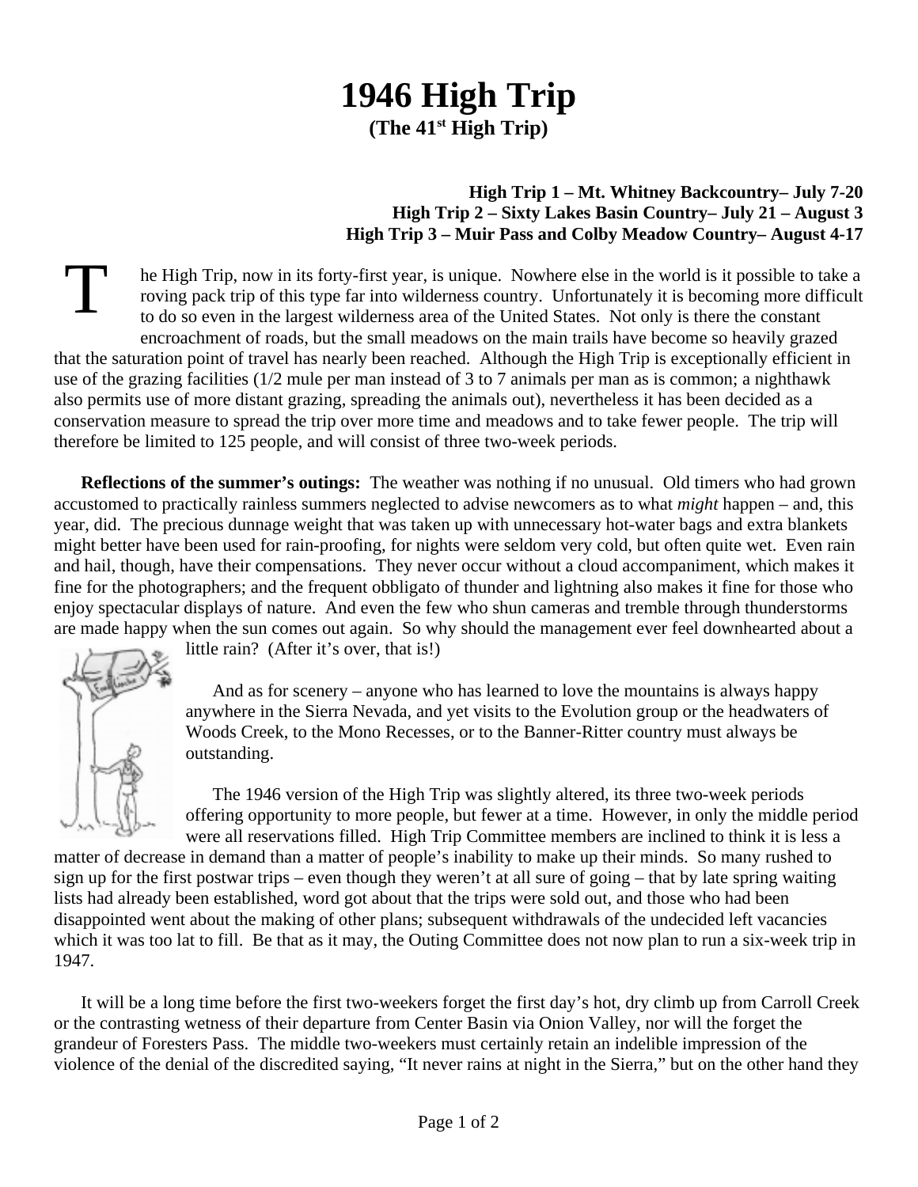# 1946 High Trip

**(The 41st High Trip)**

**High Trip 1 – Mt. Whitney Backcountry– July 7-20**
**High Trip 2 – Sixty Lakes Basin Country– July 21 – August 3**
**High Trip 3 – Muir Pass and Colby Meadow Country– August 4-17**

The High Trip, now in its forty-first year, is unique. Nowhere else in the world is it possible to take a roving pack trip of this type far into wilderness country. Unfortunately it is becoming more difficult to do so even in the largest wilderness area of the United States. Not only is there the constant encroachment of roads, but the small meadows on the main trails have become so heavily grazed that the saturation point of travel has nearly been reached. Although the High Trip is exceptionally efficient in use of the grazing facilities (1/2 mule per man instead of 3 to 7 animals per man as is common; a nighthawk also permits use of more distant grazing, spreading the animals out), nevertheless it has been decided as a conservation measure to spread the trip over more time and meadows and to take fewer people. The trip will therefore be limited to 125 people, and will consist of three two-week periods.

**Reflections of the summer's outings:** The weather was nothing if no unusual. Old timers who had grown accustomed to practically rainless summers neglected to advise newcomers as to what *might* happen – and, this year, did. The precious dunnage weight that was taken up with unnecessary hot-water bags and extra blankets might better have been used for rain-proofing, for nights were seldom very cold, but often quite wet. Even rain and hail, though, have their compensations. They never occur without a cloud accompaniment, which makes it fine for the photographers; and the frequent obbligato of thunder and lightning also makes it fine for those who enjoy spectacular displays of nature. And even the few who shun cameras and tremble through thunderstorms are made happy when the sun comes out again. So why should the management ever feel downhearted about a little rain? (After it's over, that is!)

And as for scenery – anyone who has learned to love the mountains is always happy anywhere in the Sierra Nevada, and yet visits to the Evolution group or the headwaters of Woods Creek, to the Mono Recesses, or to the Banner-Ritter country must always be outstanding.

The 1946 version of the High Trip was slightly altered, its three two-week periods offering opportunity to more people, but fewer at a time. However, in only the middle period were all reservations filled. High Trip Committee members are inclined to think it is less a matter of decrease in demand than a matter of people's inability to make up their minds. So many rushed to sign up for the first postwar trips – even though they weren't at all sure of going – that by late spring waiting lists had already been established, word got about that the trips were sold out, and those who had been disappointed went about the making of other plans; subsequent withdrawals of the undecided left vacancies which it was too lat to fill. Be that as it may, the Outing Committee does not now plan to run a six-week trip in 1947.

It will be a long time before the first two-weekers forget the first day's hot, dry climb up from Carroll Creek or the contrasting wetness of their departure from Center Basin via Onion Valley, nor will the forget the grandeur of Foresters Pass. The middle two-weekers must certainly retain an indelible impression of the violence of the denial of the discredited saying, "It never rains at night in the Sierra," but on the other hand they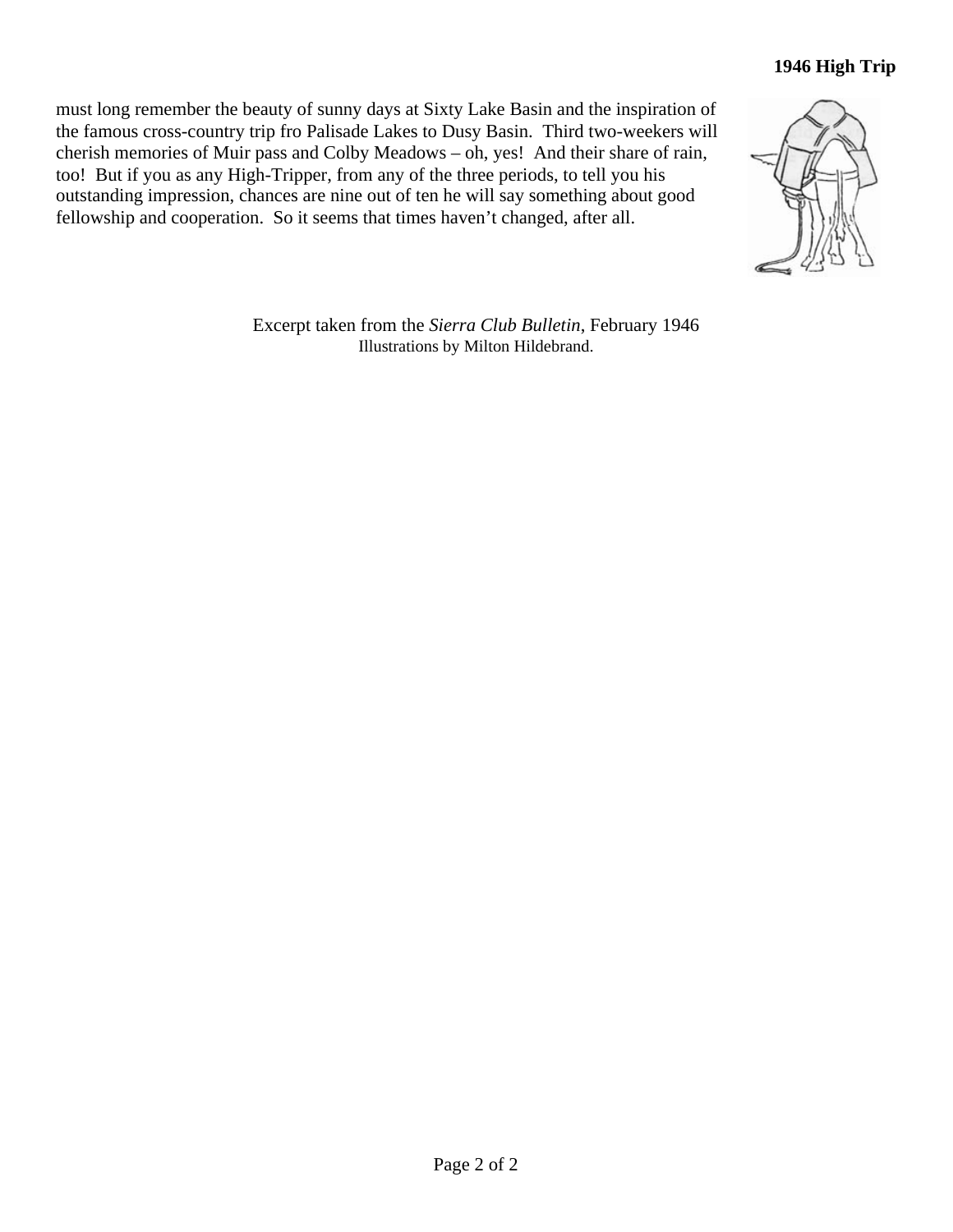must long remember the beauty of sunny days at Sixty Lake Basin and the inspiration of the famous cross-country trip fro Palisade Lakes to Dusy Basin. Third two-weekers will cherish memories of Muir pass and Colby Meadows – oh, yes! And their share of rain, too! But if you as any High-Tripper, from any of the three periods, to tell you his outstanding impression, chances are nine out of ten he will say something about good fellowship and cooperation. So it seems that times haven't changed, after all.

Excerpt taken from the *Sierra Club Bulletin*, February 1946
Illustrations by Milton Hildebrand.